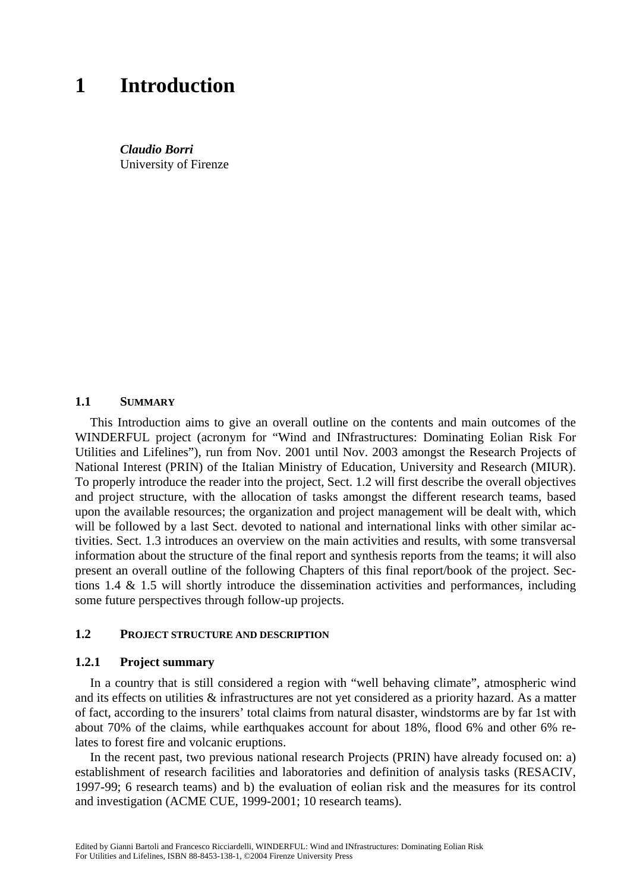# 1 Introduction

***Claudio Borri***
University of Firenze

## 1.1 SUMMARY

This Introduction aims to give an overall outline on the contents and main outcomes of the WINDERFUL project (acronym for "Wind and INfrastructures: Dominating Eolian Risk For Utilities and Lifelines"), run from Nov. 2001 until Nov. 2003 amongst the Research Projects of National Interest (PRIN) of the Italian Ministry of Education, University and Research (MIUR). To properly introduce the reader into the project, Sect. 1.2 will first describe the overall objectives and project structure, with the allocation of tasks amongst the different research teams, based upon the available resources; the organization and project management will be dealt with, which will be followed by a last Sect. devoted to national and international links with other similar activities. Sect. 1.3 introduces an overview on the main activities and results, with some transversal information about the structure of the final report and synthesis reports from the teams; it will also present an overall outline of the following Chapters of this final report/book of the project. Sections 1.4 & 1.5 will shortly introduce the dissemination activities and performances, including some future perspectives through follow-up projects.

## 1.2 PROJECT STRUCTURE AND DESCRIPTION

### 1.2.1 Project summary

In a country that is still considered a region with "well behaving climate", atmospheric wind and its effects on utilities & infrastructures are not yet considered as a priority hazard. As a matter of fact, according to the insurers' total claims from natural disaster, windstorms are by far 1st with about 70% of the claims, while earthquakes account for about 18%, flood 6% and other 6% relates to forest fire and volcanic eruptions.

In the recent past, two previous national research Projects (PRIN) have already focused on: a) establishment of research facilities and laboratories and definition of analysis tasks (RESACIV, 1997-99; 6 research teams) and b) the evaluation of eolian risk and the measures for its control and investigation (ACME CUE, 1999-2001; 10 research teams).

Edited by Gianni Bartoli and Francesco Ricciardelli, WINDERFUL: Wind and INfrastructures: Dominating Eolian Risk For Utilities and Lifelines, ISBN 88-8453-138-1, ©2004 Firenze University Press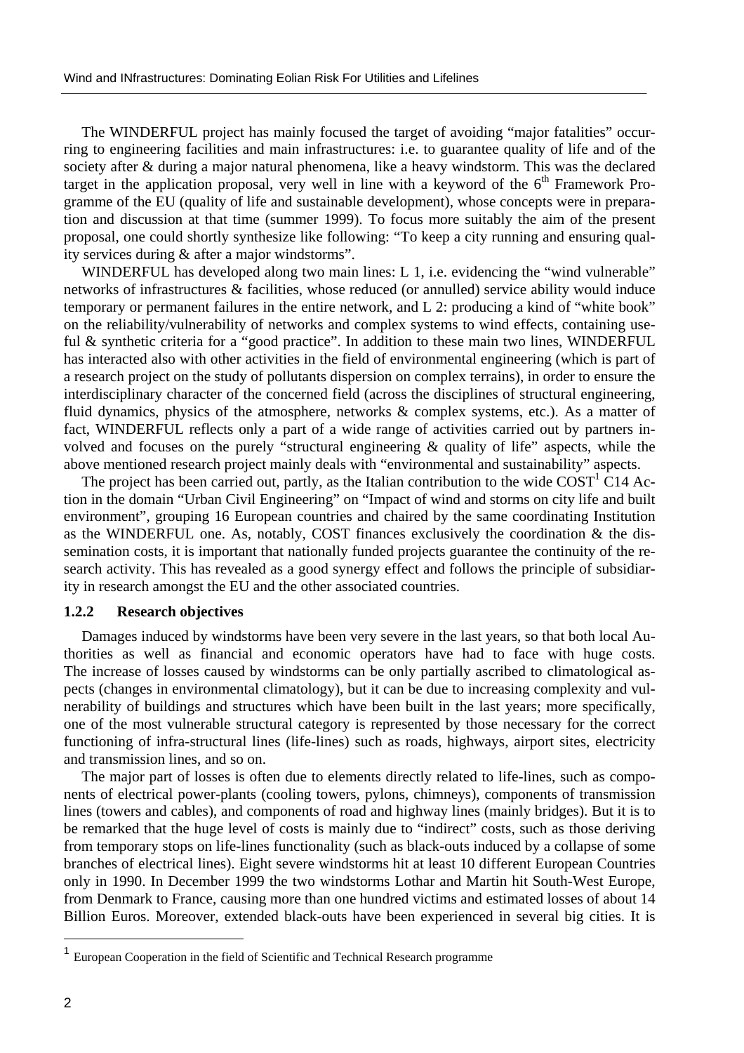The WINDERFUL project has mainly focused the target of avoiding "major fatalities" occurring to engineering facilities and main infrastructures: i.e. to guarantee quality of life and of the society after & during a major natural phenomena, like a heavy windstorm. This was the declared target in the application proposal, very well in line with a keyword of the $6^{th}$ Framework Programme of the EU (quality of life and sustainable development), whose concepts were in preparation and discussion at that time (summer 1999). To focus more suitably the aim of the present proposal, one could shortly synthesize like following: "To keep a city running and ensuring quality services during & after a major windstorms".

WINDERFUL has developed along two main lines: L 1, i.e. evidencing the "wind vulnerable" networks of infrastructures & facilities, whose reduced (or annulled) service ability would induce temporary or permanent failures in the entire network, and L 2: producing a kind of "white book" on the reliability/vulnerability of networks and complex systems to wind effects, containing useful & synthetic criteria for a "good practice". In addition to these main two lines, WINDERFUL has interacted also with other activities in the field of environmental engineering (which is part of a research project on the study of pollutants dispersion on complex terrains), in order to ensure the interdisciplinary character of the concerned field (across the disciplines of structural engineering, fluid dynamics, physics of the atmosphere, networks & complex systems, etc.). As a matter of fact, WINDERFUL reflects only a part of a wide range of activities carried out by partners involved and focuses on the purely "structural engineering & quality of life" aspects, while the above mentioned research project mainly deals with "environmental and sustainability" aspects.

The project has been carried out, partly, as the Italian contribution to the wide COST[1] C14 Action in the domain "Urban Civil Engineering" on "Impact of wind and storms on city life and built environment", grouping 16 European countries and chaired by the same coordinating Institution as the WINDERFUL one. As, notably, COST finances exclusively the coordination & the dissemination costs, it is important that nationally funded projects guarantee the continuity of the research activity. This has revealed as a good synergy effect and follows the principle of subsidiarity in research amongst the EU and the other associated countries.

### 1.2.2 Research objectives

Damages induced by windstorms have been very severe in the last years, so that both local Authorities as well as financial and economic operators have had to face with huge costs. The increase of losses caused by windstorms can be only partially ascribed to climatological aspects (changes in environmental climatology), but it can be due to increasing complexity and vulnerability of buildings and structures which have been built in the last years; more specifically, one of the most vulnerable structural category is represented by those necessary for the correct functioning of infra-structural lines (life-lines) such as roads, highways, airport sites, electricity and transmission lines, and so on.

The major part of losses is often due to elements directly related to life-lines, such as components of electrical power-plants (cooling towers, pylons, chimneys), components of transmission lines (towers and cables), and components of road and highway lines (mainly bridges). But it is to be remarked that the huge level of costs is mainly due to "indirect" costs, such as those deriving from temporary stops on life-lines functionality (such as black-outs induced by a collapse of some branches of electrical lines). Eight severe windstorms hit at least 10 different European Countries only in 1990. In December 1999 the two windstorms Lothar and Martin hit South-West Europe, from Denmark to France, causing more than one hundred victims and estimated losses of about 14 Billion Euros. Moreover, extended black-outs have been experienced in several big cities. It is

[1] European Cooperation in the field of Scientific and Technical Research programme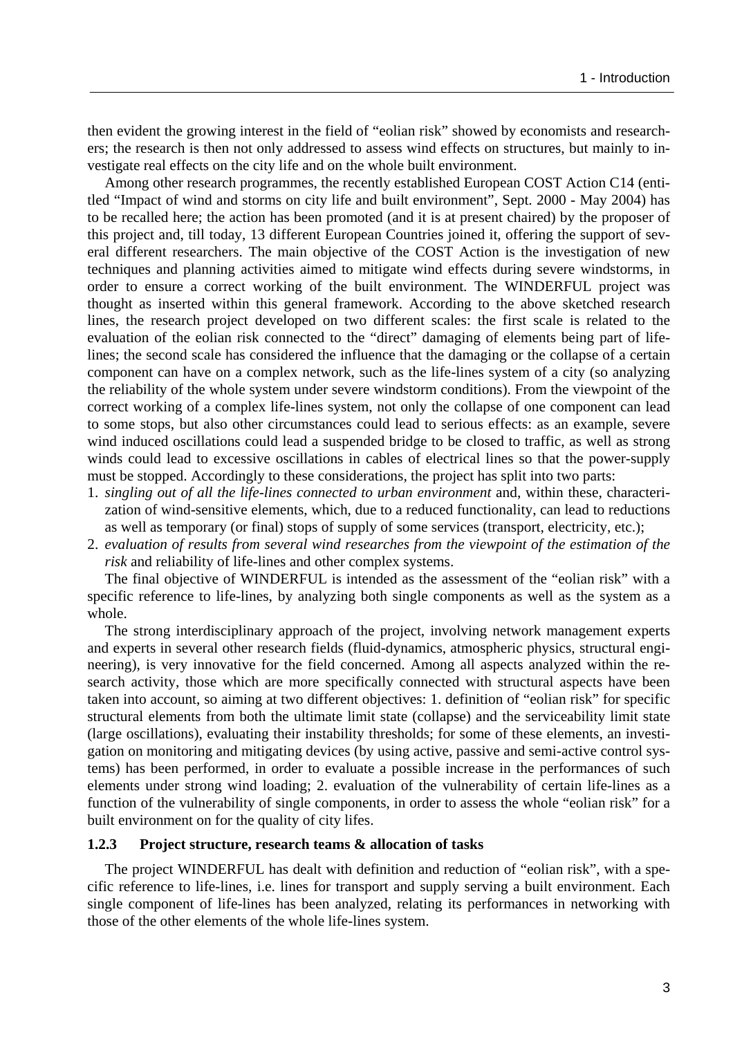then evident the growing interest in the field of "eolian risk" showed by economists and researchers; the research is then not only addressed to assess wind effects on structures, but mainly to investigate real effects on the city life and on the whole built environment.

Among other research programmes, the recently established European COST Action C14 (entitled "Impact of wind and storms on city life and built environment", Sept. 2000 - May 2004) has to be recalled here; the action has been promoted (and it is at present chaired) by the proposer of this project and, till today, 13 different European Countries joined it, offering the support of several different researchers. The main objective of the COST Action is the investigation of new techniques and planning activities aimed to mitigate wind effects during severe windstorms, in order to ensure a correct working of the built environment. The WINDERFUL project was thought as inserted within this general framework. According to the above sketched research lines, the research project developed on two different scales: the first scale is related to the evaluation of the eolian risk connected to the "direct" damaging of elements being part of life-lines; the second scale has considered the influence that the damaging or the collapse of a certain component can have on a complex network, such as the life-lines system of a city (so analyzing the reliability of the whole system under severe windstorm conditions). From the viewpoint of the correct working of a complex life-lines system, not only the collapse of one component can lead to some stops, but also other circumstances could lead to serious effects: as an example, severe wind induced oscillations could lead a suspended bridge to be closed to traffic, as well as strong winds could lead to excessive oscillations in cables of electrical lines so that the power-supply must be stopped. Accordingly to these considerations, the project has split into two parts:

1. *singling out of all the life-lines connected to urban environment* and, within these, characterization of wind-sensitive elements, which, due to a reduced functionality, can lead to reductions as well as temporary (or final) stops of supply of some services (transport, electricity, etc.);
2. *evaluation of results from several wind researches from the viewpoint of the estimation of the risk* and reliability of life-lines and other complex systems.

The final objective of WINDERFUL is intended as the assessment of the "eolian risk" with a specific reference to life-lines, by analyzing both single components as well as the system as a whole.

The strong interdisciplinary approach of the project, involving network management experts and experts in several other research fields (fluid-dynamics, atmospheric physics, structural engineering), is very innovative for the field concerned. Among all aspects analyzed within the research activity, those which are more specifically connected with structural aspects have been taken into account, so aiming at two different objectives: 1. definition of "eolian risk" for specific structural elements from both the ultimate limit state (collapse) and the serviceability limit state (large oscillations), evaluating their instability thresholds; for some of these elements, an investigation on monitoring and mitigating devices (by using active, passive and semi-active control systems) has been performed, in order to evaluate a possible increase in the performances of such elements under strong wind loading; 2. evaluation of the vulnerability of certain life-lines as a function of the vulnerability of single components, in order to assess the whole "eolian risk" for a built environment on for the quality of city lifes.

### 1.2.3 Project structure, research teams & allocation of tasks

The project WINDERFUL has dealt with definition and reduction of "eolian risk", with a specific reference to life-lines, i.e. lines for transport and supply serving a built environment. Each single component of life-lines has been analyzed, relating its performances in networking with those of the other elements of the whole life-lines system.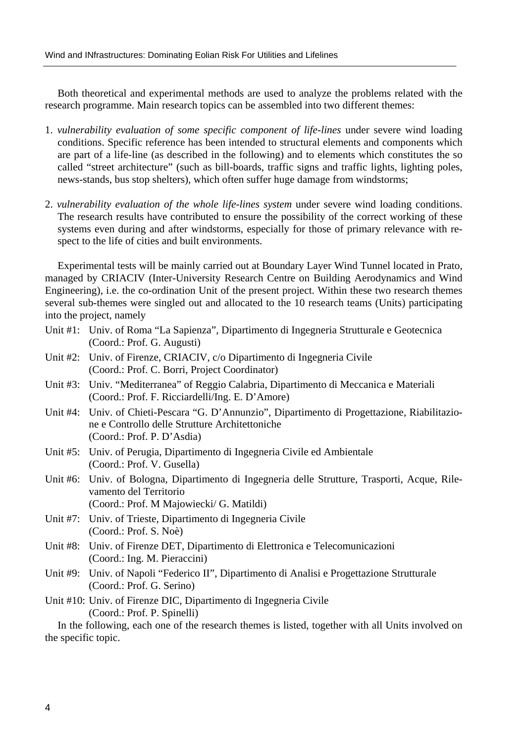Both theoretical and experimental methods are used to analyze the problems related with the research programme. Main research topics can be assembled into two different themes:

1. *vulnerability evaluation of some specific component of life-lines* under severe wind loading conditions. Specific reference has been intended to structural elements and components which are part of a life-line (as described in the following) and to elements which constitutes the so called "street architecture" (such as bill-boards, traffic signs and traffic lights, lighting poles, news-stands, bus stop shelters), which often suffer huge damage from windstorms;

2. *vulnerability evaluation of the whole life-lines system* under severe wind loading conditions. The research results have contributed to ensure the possibility of the correct working of these systems even during and after windstorms, especially for those of primary relevance with respect to the life of cities and built environments.

Experimental tests will be mainly carried out at Boundary Layer Wind Tunnel located in Prato, managed by CRIACIV (Inter-University Research Centre on Building Aerodynamics and Wind Engineering), i.e. the co-ordination Unit of the present project. Within these two research themes several sub-themes were singled out and allocated to the 10 research teams (Units) participating into the project, namely

- Unit #1: Univ. of Roma "La Sapienza", Dipartimento di Ingegneria Strutturale e Geotecnica (Coord.: Prof. G. Augusti)
- Unit #2: Univ. of Firenze, CRIACIV, c/o Dipartimento di Ingegneria Civile (Coord.: Prof. C. Borri, Project Coordinator)
- Unit #3: Univ. "Mediterranea" of Reggio Calabria, Dipartimento di Meccanica e Materiali (Coord.: Prof. F. Ricciardelli/Ing. E. D'Amore)
- Unit #4: Univ. of Chieti-Pescara "G. D'Annunzio", Dipartimento di Progettazione, Riabilitazione e Controllo delle Strutture Architettoniche (Coord.: Prof. P. D'Asdia)
- Unit #5: Univ. of Perugia, Dipartimento di Ingegneria Civile ed Ambientale (Coord.: Prof. V. Gusella)
- Unit #6: Univ. of Bologna, Dipartimento di Ingegneria delle Strutture, Trasporti, Acque, Rilevamento del Territorio (Coord.: Prof. M Majowiecki/ G. Matildi)
- Unit #7: Univ. of Trieste, Dipartimento di Ingegneria Civile (Coord.: Prof. S. Noè)
- Unit #8: Univ. of Firenze DET, Dipartimento di Elettronica e Telecomunicazioni (Coord.: Ing. M. Pieraccini)
- Unit #9: Univ. of Napoli "Federico II", Dipartimento di Analisi e Progettazione Strutturale (Coord.: Prof. G. Serino)
- Unit #10: Univ. of Firenze DIC, Dipartimento di Ingegneria Civile (Coord.: Prof. P. Spinelli)

In the following, each one of the research themes is listed, together with all Units involved on the specific topic.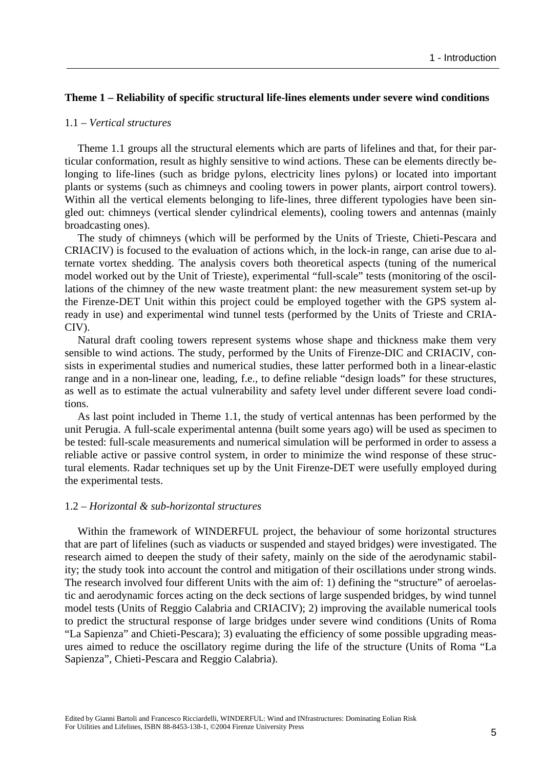**Theme 1 – Reliability of specific structural life-lines elements under severe wind conditions**

1.1 – *Vertical structures*

Theme 1.1 groups all the structural elements which are parts of lifelines and that, for their particular conformation, result as highly sensitive to wind actions. These can be elements directly belonging to life-lines (such as bridge pylons, electricity lines pylons) or located into important plants or systems (such as chimneys and cooling towers in power plants, airport control towers). Within all the vertical elements belonging to life-lines, three different typologies have been singled out: chimneys (vertical slender cylindrical elements), cooling towers and antennas (mainly broadcasting ones).

The study of chimneys (which will be performed by the Units of Trieste, Chieti-Pescara and CRIACIV) is focused to the evaluation of actions which, in the lock-in range, can arise due to alternate vortex shedding. The analysis covers both theoretical aspects (tuning of the numerical model worked out by the Unit of Trieste), experimental "full-scale" tests (monitoring of the oscillations of the chimney of the new waste treatment plant: the new measurement system set-up by the Firenze-DET Unit within this project could be employed together with the GPS system already in use) and experimental wind tunnel tests (performed by the Units of Trieste and CRIACIV).

Natural draft cooling towers represent systems whose shape and thickness make them very sensible to wind actions. The study, performed by the Units of Firenze-DIC and CRIACIV, consists in experimental studies and numerical studies, these latter performed both in a linear-elastic range and in a non-linear one, leading, f.e., to define reliable "design loads" for these structures, as well as to estimate the actual vulnerability and safety level under different severe load conditions.

As last point included in Theme 1.1, the study of vertical antennas has been performed by the unit Perugia. A full-scale experimental antenna (built some years ago) will be used as specimen to be tested: full-scale measurements and numerical simulation will be performed in order to assess a reliable active or passive control system, in order to minimize the wind response of these structural elements. Radar techniques set up by the Unit Firenze-DET were usefully employed during the experimental tests.

1.2 – *Horizontal & sub-horizontal structures*

Within the framework of WINDERFUL project, the behaviour of some horizontal structures that are part of lifelines (such as viaducts or suspended and stayed bridges) were investigated. The research aimed to deepen the study of their safety, mainly on the side of the aerodynamic stability; the study took into account the control and mitigation of their oscillations under strong winds. The research involved four different Units with the aim of: 1) defining the "structure" of aeroelastic and aerodynamic forces acting on the deck sections of large suspended bridges, by wind tunnel model tests (Units of Reggio Calabria and CRIACIV); 2) improving the available numerical tools to predict the structural response of large bridges under severe wind conditions (Units of Roma "La Sapienza" and Chieti-Pescara); 3) evaluating the efficiency of some possible upgrading measures aimed to reduce the oscillatory regime during the life of the structure (Units of Roma "La Sapienza", Chieti-Pescara and Reggio Calabria).

Edited by Gianni Bartoli and Francesco Ricciardelli, WINDERFUL: Wind and INfrastructures: Dominating Eolian Risk For Utilities and Lifelines, ISBN 88-8453-138-1, ©2004 Firenze University Press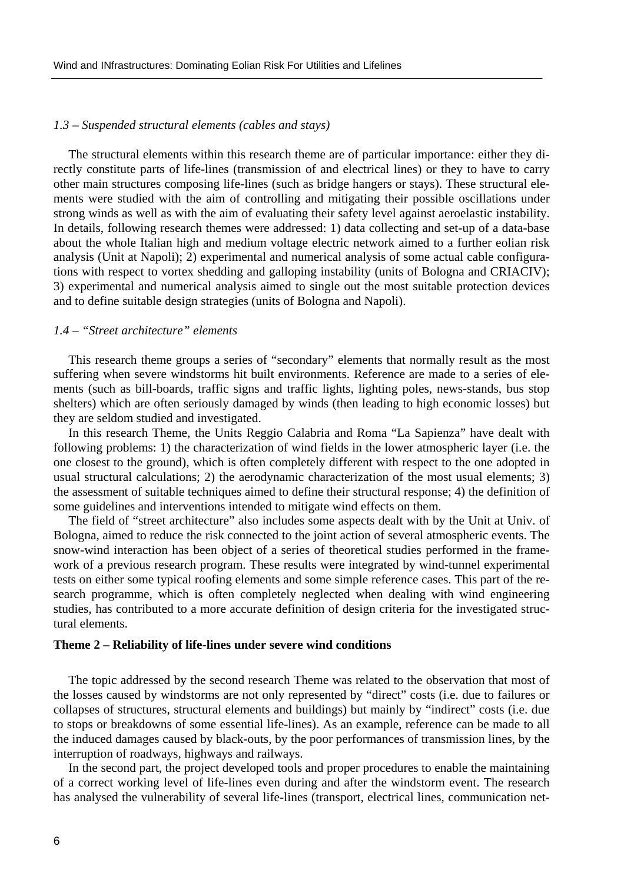*1.3 – Suspended structural elements (cables and stays)*

The structural elements within this research theme are of particular importance: either they directly constitute parts of life-lines (transmission of and electrical lines) or they to have to carry other main structures composing life-lines (such as bridge hangers or stays). These structural elements were studied with the aim of controlling and mitigating their possible oscillations under strong winds as well as with the aim of evaluating their safety level against aeroelastic instability. In details, following research themes were addressed: 1) data collecting and set-up of a data-base about the whole Italian high and medium voltage electric network aimed to a further eolian risk analysis (Unit at Napoli); 2) experimental and numerical analysis of some actual cable configurations with respect to vortex shedding and galloping instability (units of Bologna and CRIACIV); 3) experimental and numerical analysis aimed to single out the most suitable protection devices and to define suitable design strategies (units of Bologna and Napoli).

*1.4 – "Street architecture" elements*

This research theme groups a series of "secondary" elements that normally result as the most suffering when severe windstorms hit built environments. Reference are made to a series of elements (such as bill-boards, traffic signs and traffic lights, lighting poles, news-stands, bus stop shelters) which are often seriously damaged by winds (then leading to high economic losses) but they are seldom studied and investigated.

In this research Theme, the Units Reggio Calabria and Roma "La Sapienza" have dealt with following problems: 1) the characterization of wind fields in the lower atmospheric layer (i.e. the one closest to the ground), which is often completely different with respect to the one adopted in usual structural calculations; 2) the aerodynamic characterization of the most usual elements; 3) the assessment of suitable techniques aimed to define their structural response; 4) the definition of some guidelines and interventions intended to mitigate wind effects on them.

The field of "street architecture" also includes some aspects dealt with by the Unit at Univ. of Bologna, aimed to reduce the risk connected to the joint action of several atmospheric events. The snow-wind interaction has been object of a series of theoretical studies performed in the framework of a previous research program. These results were integrated by wind-tunnel experimental tests on either some typical roofing elements and some simple reference cases. This part of the research programme, which is often completely neglected when dealing with wind engineering studies, has contributed to a more accurate definition of design criteria for the investigated structural elements.

**Theme 2 – Reliability of life-lines under severe wind conditions**

The topic addressed by the second research Theme was related to the observation that most of the losses caused by windstorms are not only represented by "direct" costs (i.e. due to failures or collapses of structures, structural elements and buildings) but mainly by "indirect" costs (i.e. due to stops or breakdowns of some essential life-lines). As an example, reference can be made to all the induced damages caused by black-outs, by the poor performances of transmission lines, by the interruption of roadways, highways and railways.

In the second part, the project developed tools and proper procedures to enable the maintaining of a correct working level of life-lines even during and after the windstorm event. The research has analysed the vulnerability of several life-lines (transport, electrical lines, communication net-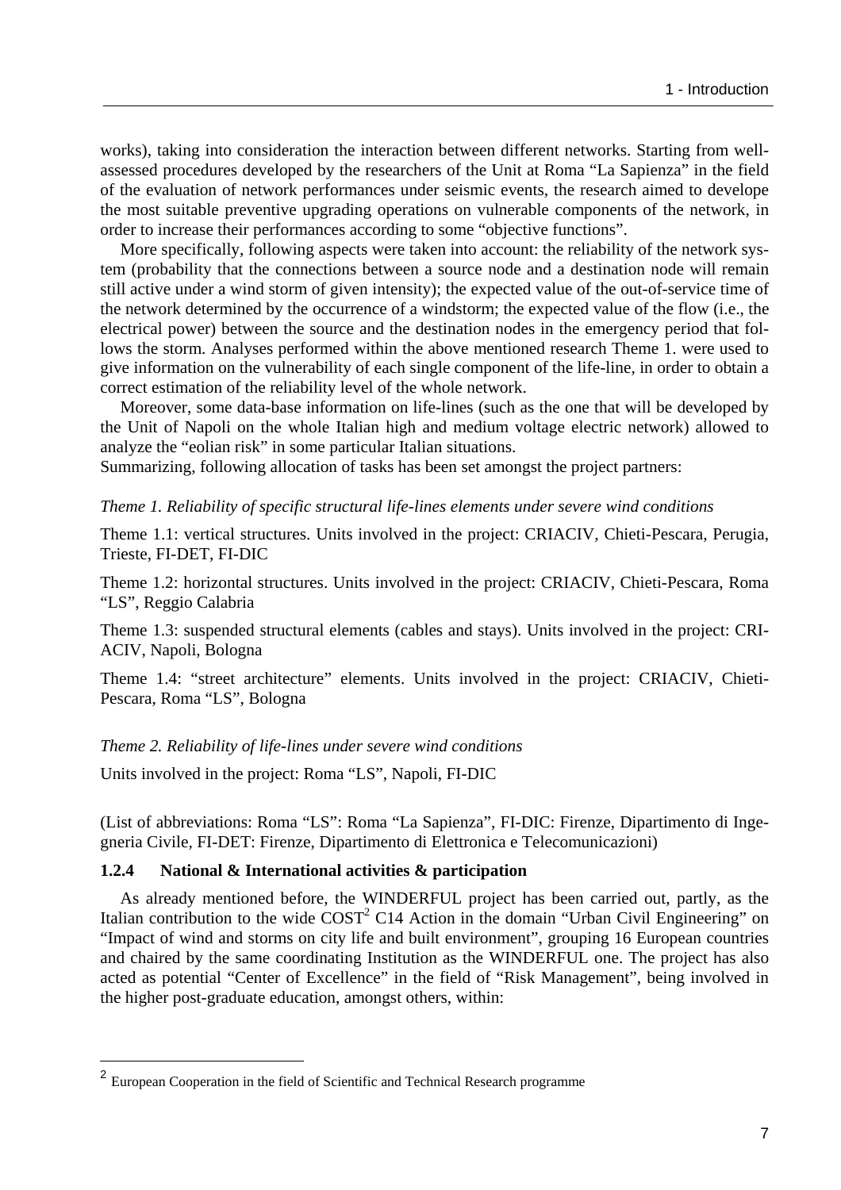works), taking into consideration the interaction between different networks. Starting from well-assessed procedures developed by the researchers of the Unit at Roma "La Sapienza" in the field of the evaluation of network performances under seismic events, the research aimed to develope the most suitable preventive upgrading operations on vulnerable components of the network, in order to increase their performances according to some "objective functions".

More specifically, following aspects were taken into account: the reliability of the network system (probability that the connections between a source node and a destination node will remain still active under a wind storm of given intensity); the expected value of the out-of-service time of the network determined by the occurrence of a windstorm; the expected value of the flow (i.e., the electrical power) between the source and the destination nodes in the emergency period that follows the storm. Analyses performed within the above mentioned research Theme 1. were used to give information on the vulnerability of each single component of the life-line, in order to obtain a correct estimation of the reliability level of the whole network.

Moreover, some data-base information on life-lines (such as the one that will be developed by the Unit of Napoli on the whole Italian high and medium voltage electric network) allowed to analyze the "eolian risk" in some particular Italian situations.

Summarizing, following allocation of tasks has been set amongst the project partners:

*Theme 1. Reliability of specific structural life-lines elements under severe wind conditions*

Theme 1.1: vertical structures. Units involved in the project: CRIACIV, Chieti-Pescara, Perugia, Trieste, FI-DET, FI-DIC

Theme 1.2: horizontal structures. Units involved in the project: CRIACIV, Chieti-Pescara, Roma "LS", Reggio Calabria

Theme 1.3: suspended structural elements (cables and stays). Units involved in the project: CRIACIV, Napoli, Bologna

Theme 1.4: "street architecture" elements. Units involved in the project: CRIACIV, Chieti-Pescara, Roma "LS", Bologna

*Theme 2. Reliability of life-lines under severe wind conditions*

Units involved in the project: Roma "LS", Napoli, FI-DIC

(List of abbreviations: Roma "LS": Roma "La Sapienza", FI-DIC: Firenze, Dipartimento di Ingegneria Civile, FI-DET: Firenze, Dipartimento di Elettronica e Telecomunicazioni)

### 1.2.4 National & International activities & participation

As already mentioned before, the WINDERFUL project has been carried out, partly, as the Italian contribution to the wide COST[2] C14 Action in the domain "Urban Civil Engineering" on "Impact of wind and storms on city life and built environment", grouping 16 European countries and chaired by the same coordinating Institution as the WINDERFUL one. The project has also acted as potential "Center of Excellence" in the field of "Risk Management", being involved in the higher post-graduate education, amongst others, within:

[2] European Cooperation in the field of Scientific and Technical Research programme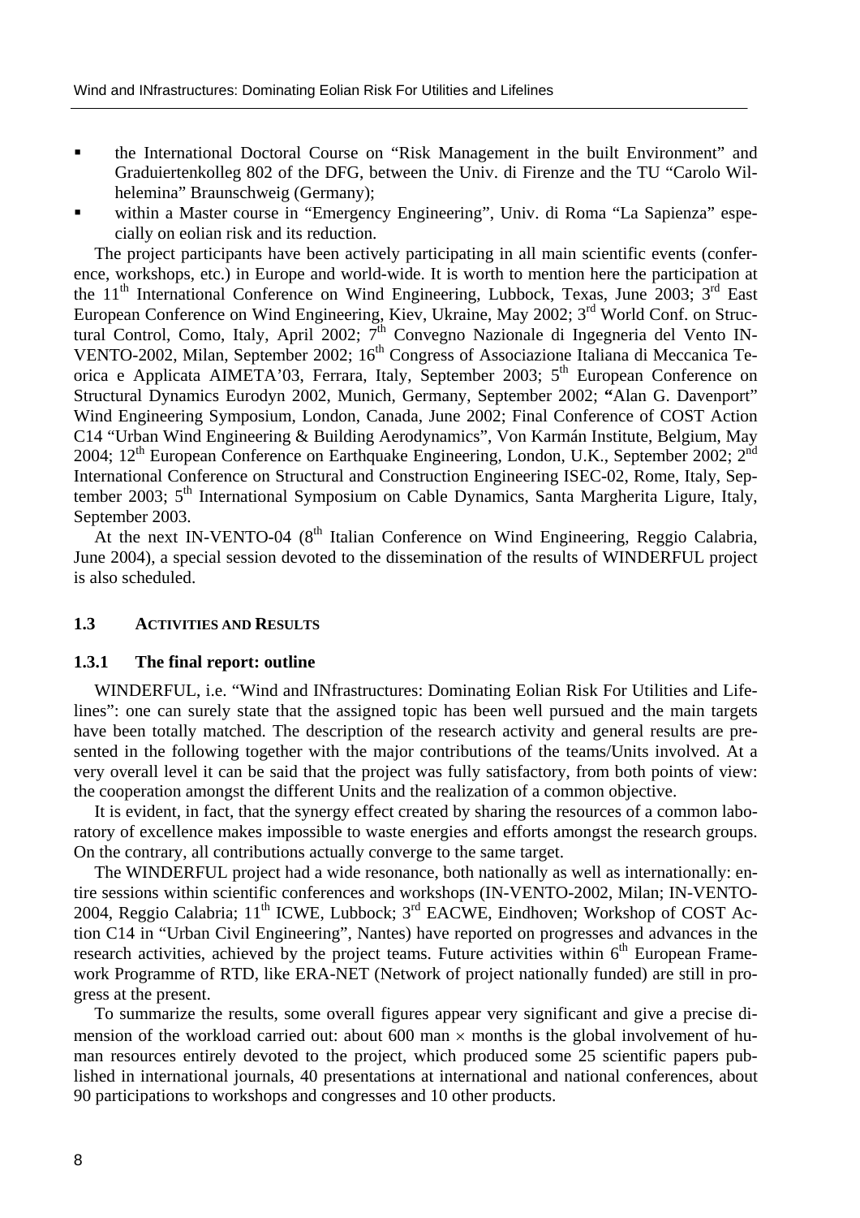- the International Doctoral Course on "Risk Management in the built Environment" and Graduiertenkolleg 802 of the DFG, between the Univ. di Firenze and the TU "Carolo Wilhelemina" Braunschweig (Germany);
- within a Master course in "Emergency Engineering", Univ. di Roma "La Sapienza" especially on eolian risk and its reduction.

The project participants have been actively participating in all main scientific events (conference, workshops, etc.) in Europe and world-wide. It is worth to mention here the participation at the 11th International Conference on Wind Engineering, Lubbock, Texas, June 2003; 3rd East European Conference on Wind Engineering, Kiev, Ukraine, May 2002; 3rd World Conf. on Structural Control, Como, Italy, April 2002; 7th Convegno Nazionale di Ingegneria del Vento IN-VENTO-2002, Milan, September 2002; 16th Congress of Associazione Italiana di Meccanica Teorica e Applicata AIMETA'03, Ferrara, Italy, September 2003; 5th European Conference on Structural Dynamics Eurodyn 2002, Munich, Germany, September 2002; **"**Alan G. Davenport" Wind Engineering Symposium, London, Canada, June 2002; Final Conference of COST Action C14 "Urban Wind Engineering & Building Aerodynamics", Von Karmán Institute, Belgium, May 2004; 12th European Conference on Earthquake Engineering, London, U.K., September 2002; 2nd International Conference on Structural and Construction Engineering ISEC-02, Rome, Italy, September 2003; 5th International Symposium on Cable Dynamics, Santa Margherita Ligure, Italy, September 2003.

At the next IN-VENTO-04 (8th Italian Conference on Wind Engineering, Reggio Calabria, June 2004), a special session devoted to the dissemination of the results of WINDERFUL project is also scheduled.

### 1.3 Activities and Results

#### 1.3.1 The final report: outline

WINDERFUL, i.e. "Wind and INfrastructures: Dominating Eolian Risk For Utilities and Lifelines": one can surely state that the assigned topic has been well pursued and the main targets have been totally matched. The description of the research activity and general results are presented in the following together with the major contributions of the teams/Units involved. At a very overall level it can be said that the project was fully satisfactory, from both points of view: the cooperation amongst the different Units and the realization of a common objective.

It is evident, in fact, that the synergy effect created by sharing the resources of a common laboratory of excellence makes impossible to waste energies and efforts amongst the research groups. On the contrary, all contributions actually converge to the same target.

The WINDERFUL project had a wide resonance, both nationally as well as internationally: entire sessions within scientific conferences and workshops (IN-VENTO-2002, Milan; IN-VENTO-2004, Reggio Calabria; 11th ICWE, Lubbock; 3rd EACWE, Eindhoven; Workshop of COST Action C14 in "Urban Civil Engineering", Nantes) have reported on progresses and advances in the research activities, achieved by the project teams. Future activities within 6th European Framework Programme of RTD, like ERA-NET (Network of project nationally funded) are still in progress at the present.

To summarize the results, some overall figures appear very significant and give a precise dimension of the workload carried out: about 600 man $\times$ months is the global involvement of human resources entirely devoted to the project, which produced some 25 scientific papers published in international journals, 40 presentations at international and national conferences, about 90 participations to workshops and congresses and 10 other products.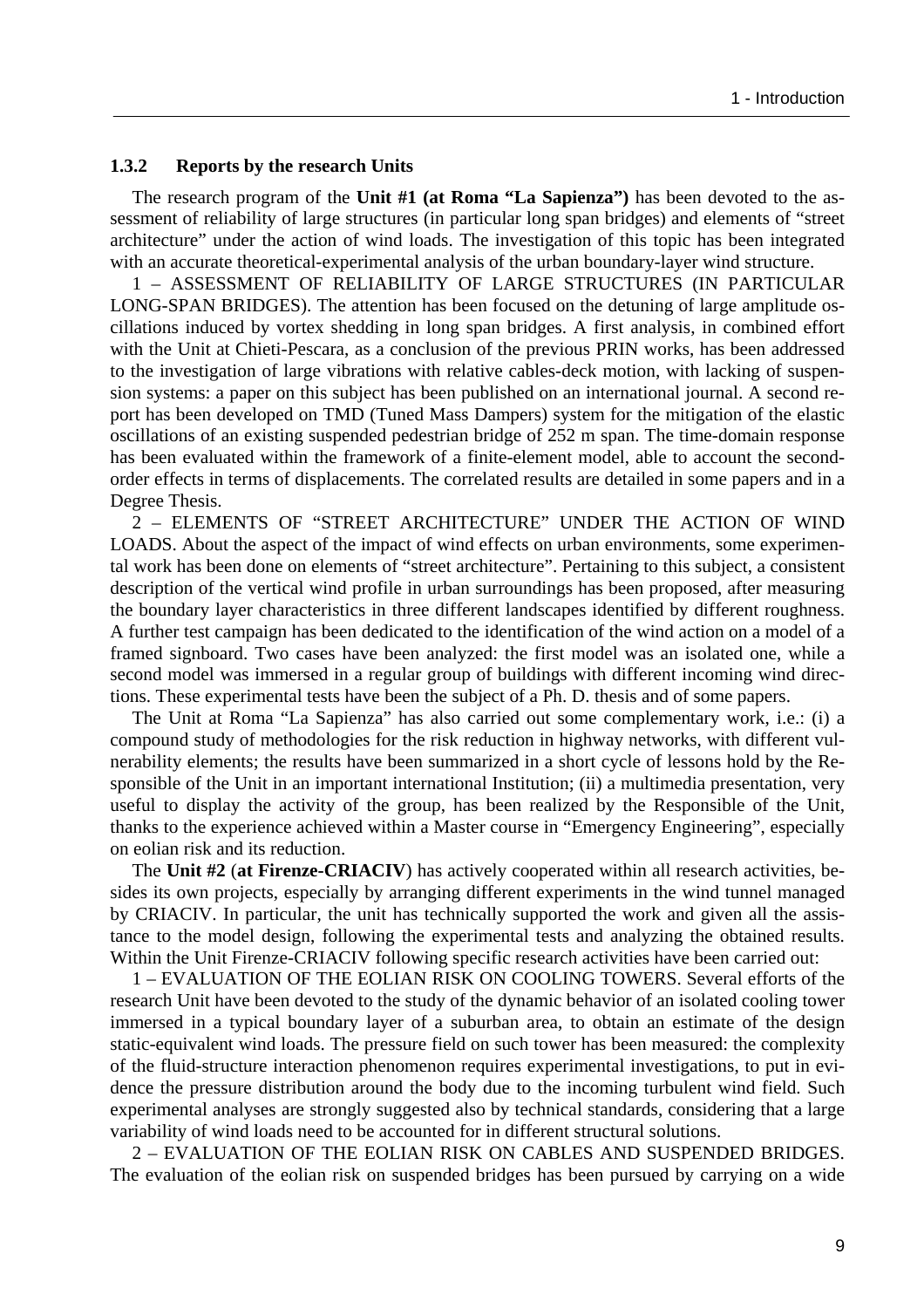### 1.3.2 Reports by the research Units

The research program of the **Unit #1 (at Roma "La Sapienza")** has been devoted to the assessment of reliability of large structures (in particular long span bridges) and elements of "street architecture" under the action of wind loads. The investigation of this topic has been integrated with an accurate theoretical-experimental analysis of the urban boundary-layer wind structure.

1 – ASSESSMENT OF RELIABILITY OF LARGE STRUCTURES (IN PARTICULAR LONG-SPAN BRIDGES). The attention has been focused on the detuning of large amplitude oscillations induced by vortex shedding in long span bridges. A first analysis, in combined effort with the Unit at Chieti-Pescara, as a conclusion of the previous PRIN works, has been addressed to the investigation of large vibrations with relative cables-deck motion, with lacking of suspension systems: a paper on this subject has been published on an international journal. A second report has been developed on TMD (Tuned Mass Dampers) system for the mitigation of the elastic oscillations of an existing suspended pedestrian bridge of 252 m span. The time-domain response has been evaluated within the framework of a finite-element model, able to account the second-order effects in terms of displacements. The correlated results are detailed in some papers and in a Degree Thesis.

2 – ELEMENTS OF "STREET ARCHITECTURE" UNDER THE ACTION OF WIND LOADS. About the aspect of the impact of wind effects on urban environments, some experimental work has been done on elements of "street architecture". Pertaining to this subject, a consistent description of the vertical wind profile in urban surroundings has been proposed, after measuring the boundary layer characteristics in three different landscapes identified by different roughness. A further test campaign has been dedicated to the identification of the wind action on a model of a framed signboard. Two cases have been analyzed: the first model was an isolated one, while a second model was immersed in a regular group of buildings with different incoming wind directions. These experimental tests have been the subject of a Ph. D. thesis and of some papers.

The Unit at Roma "La Sapienza" has also carried out some complementary work, i.e.: (i) a compound study of methodologies for the risk reduction in highway networks, with different vulnerability elements; the results have been summarized in a short cycle of lessons hold by the Responsible of the Unit in an important international Institution; (ii) a multimedia presentation, very useful to display the activity of the group, has been realized by the Responsible of the Unit, thanks to the experience achieved within a Master course in "Emergency Engineering", especially on eolian risk and its reduction.

The **Unit #2** (**at Firenze-CRIACIV**) has actively cooperated within all research activities, besides its own projects, especially by arranging different experiments in the wind tunnel managed by CRIACIV. In particular, the unit has technically supported the work and given all the assistance to the model design, following the experimental tests and analyzing the obtained results. Within the Unit Firenze-CRIACIV following specific research activities have been carried out:

1 – EVALUATION OF THE EOLIAN RISK ON COOLING TOWERS. Several efforts of the research Unit have been devoted to the study of the dynamic behavior of an isolated cooling tower immersed in a typical boundary layer of a suburban area, to obtain an estimate of the design static-equivalent wind loads. The pressure field on such tower has been measured: the complexity of the fluid-structure interaction phenomenon requires experimental investigations, to put in evidence the pressure distribution around the body due to the incoming turbulent wind field. Such experimental analyses are strongly suggested also by technical standards, considering that a large variability of wind loads need to be accounted for in different structural solutions.

2 – EVALUATION OF THE EOLIAN RISK ON CABLES AND SUSPENDED BRIDGES. The evaluation of the eolian risk on suspended bridges has been pursued by carrying on a wide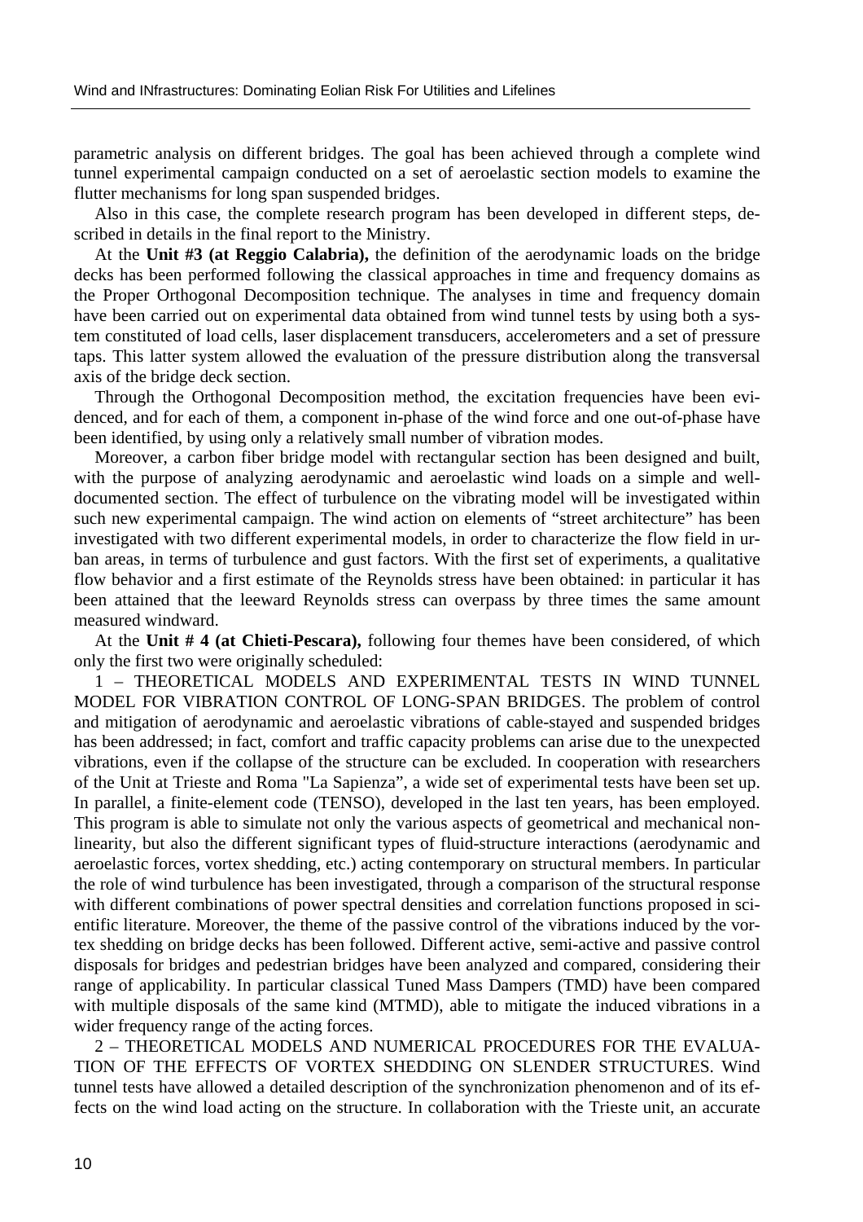parametric analysis on different bridges. The goal has been achieved through a complete wind tunnel experimental campaign conducted on a set of aeroelastic section models to examine the flutter mechanisms for long span suspended bridges.

Also in this case, the complete research program has been developed in different steps, described in details in the final report to the Ministry.

At the **Unit #3 (at Reggio Calabria),** the definition of the aerodynamic loads on the bridge decks has been performed following the classical approaches in time and frequency domains as the Proper Orthogonal Decomposition technique. The analyses in time and frequency domain have been carried out on experimental data obtained from wind tunnel tests by using both a system constituted of load cells, laser displacement transducers, accelerometers and a set of pressure taps. This latter system allowed the evaluation of the pressure distribution along the transversal axis of the bridge deck section.

Through the Orthogonal Decomposition method, the excitation frequencies have been evidenced, and for each of them, a component in-phase of the wind force and one out-of-phase have been identified, by using only a relatively small number of vibration modes.

Moreover, a carbon fiber bridge model with rectangular section has been designed and built, with the purpose of analyzing aerodynamic and aeroelastic wind loads on a simple and well-documented section. The effect of turbulence on the vibrating model will be investigated within such new experimental campaign. The wind action on elements of "street architecture" has been investigated with two different experimental models, in order to characterize the flow field in urban areas, in terms of turbulence and gust factors. With the first set of experiments, a qualitative flow behavior and a first estimate of the Reynolds stress have been obtained: in particular it has been attained that the leeward Reynolds stress can overpass by three times the same amount measured windward.

At the **Unit # 4 (at Chieti-Pescara),** following four themes have been considered, of which only the first two were originally scheduled:

1 – THEORETICAL MODELS AND EXPERIMENTAL TESTS IN WIND TUNNEL MODEL FOR VIBRATION CONTROL OF LONG-SPAN BRIDGES. The problem of control and mitigation of aerodynamic and aeroelastic vibrations of cable-stayed and suspended bridges has been addressed; in fact, comfort and traffic capacity problems can arise due to the unexpected vibrations, even if the collapse of the structure can be excluded. In cooperation with researchers of the Unit at Trieste and Roma "La Sapienza", a wide set of experimental tests have been set up. In parallel, a finite-element code (TENSO), developed in the last ten years, has been employed. This program is able to simulate not only the various aspects of geometrical and mechanical nonlinearity, but also the different significant types of fluid-structure interactions (aerodynamic and aeroelastic forces, vortex shedding, etc.) acting contemporary on structural members. In particular the role of wind turbulence has been investigated, through a comparison of the structural response with different combinations of power spectral densities and correlation functions proposed in scientific literature. Moreover, the theme of the passive control of the vibrations induced by the vortex shedding on bridge decks has been followed. Different active, semi-active and passive control disposals for bridges and pedestrian bridges have been analyzed and compared, considering their range of applicability. In particular classical Tuned Mass Dampers (TMD) have been compared with multiple disposals of the same kind (MTMD), able to mitigate the induced vibrations in a wider frequency range of the acting forces.

2 – THEORETICAL MODELS AND NUMERICAL PROCEDURES FOR THE EVALUATION OF THE EFFECTS OF VORTEX SHEDDING ON SLENDER STRUCTURES. Wind tunnel tests have allowed a detailed description of the synchronization phenomenon and of its effects on the wind load acting on the structure. In collaboration with the Trieste unit, an accurate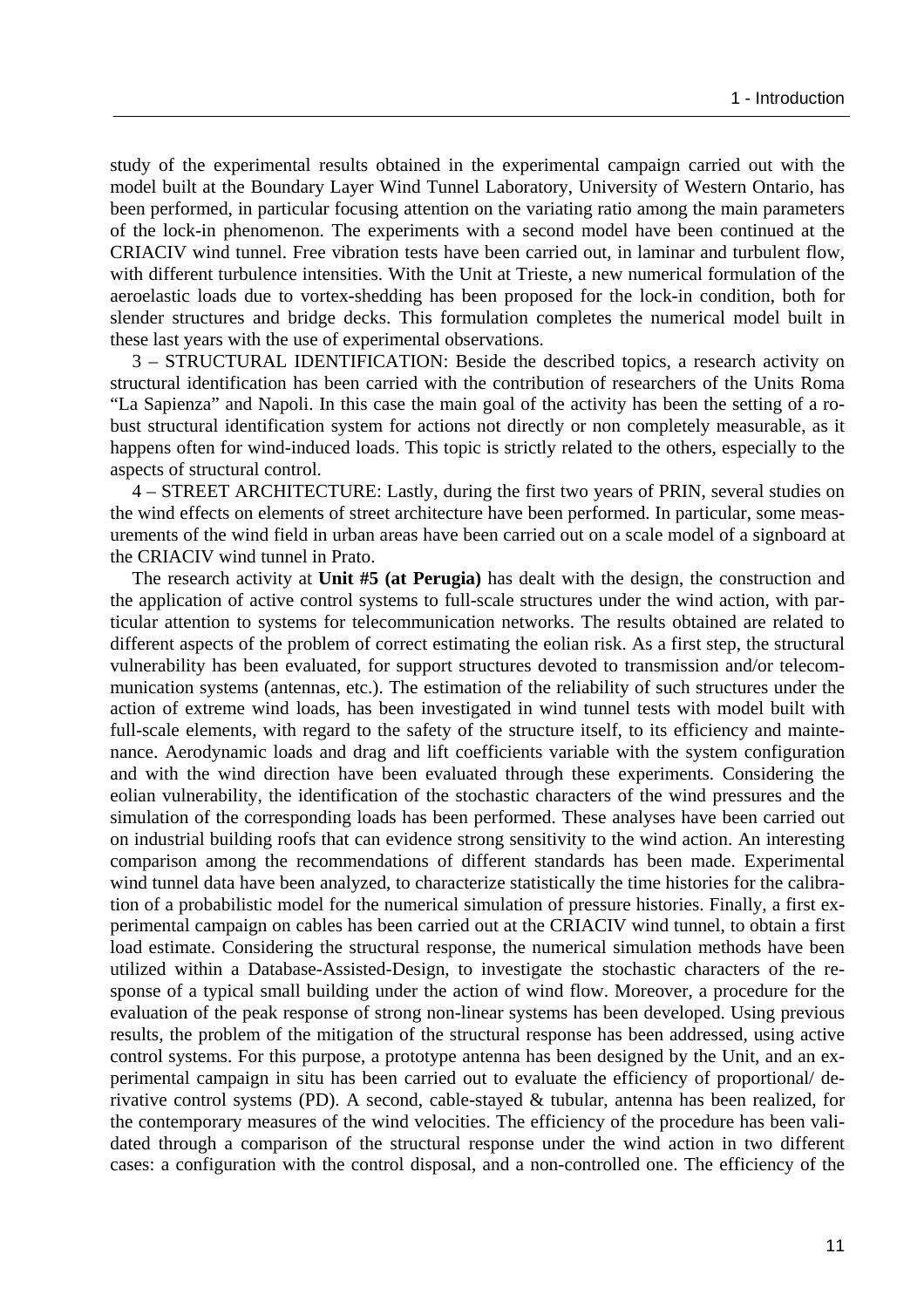study of the experimental results obtained in the experimental campaign carried out with the model built at the Boundary Layer Wind Tunnel Laboratory, University of Western Ontario, has been performed, in particular focusing attention on the variating ratio among the main parameters of the lock-in phenomenon. The experiments with a second model have been continued at the CRIACIV wind tunnel. Free vibration tests have been carried out, in laminar and turbulent flow, with different turbulence intensities. With the Unit at Trieste, a new numerical formulation of the aeroelastic loads due to vortex-shedding has been proposed for the lock-in condition, both for slender structures and bridge decks. This formulation completes the numerical model built in these last years with the use of experimental observations.

3 – STRUCTURAL IDENTIFICATION: Beside the described topics, a research activity on structural identification has been carried with the contribution of researchers of the Units Roma "La Sapienza" and Napoli. In this case the main goal of the activity has been the setting of a robust structural identification system for actions not directly or non completely measurable, as it happens often for wind-induced loads. This topic is strictly related to the others, especially to the aspects of structural control.

4 – STREET ARCHITECTURE: Lastly, during the first two years of PRIN, several studies on the wind effects on elements of street architecture have been performed. In particular, some measurements of the wind field in urban areas have been carried out on a scale model of a signboard at the CRIACIV wind tunnel in Prato.

The research activity at **Unit #5 (at Perugia)** has dealt with the design, the construction and the application of active control systems to full-scale structures under the wind action, with particular attention to systems for telecommunication networks. The results obtained are related to different aspects of the problem of correct estimating the eolian risk. As a first step, the structural vulnerability has been evaluated, for support structures devoted to transmission and/or telecommunication systems (antennas, etc.). The estimation of the reliability of such structures under the action of extreme wind loads, has been investigated in wind tunnel tests with model built with full-scale elements, with regard to the safety of the structure itself, to its efficiency and maintenance. Aerodynamic loads and drag and lift coefficients variable with the system configuration and with the wind direction have been evaluated through these experiments. Considering the eolian vulnerability, the identification of the stochastic characters of the wind pressures and the simulation of the corresponding loads has been performed. These analyses have been carried out on industrial building roofs that can evidence strong sensitivity to the wind action. An interesting comparison among the recommendations of different standards has been made. Experimental wind tunnel data have been analyzed, to characterize statistically the time histories for the calibration of a probabilistic model for the numerical simulation of pressure histories. Finally, a first experimental campaign on cables has been carried out at the CRIACIV wind tunnel, to obtain a first load estimate. Considering the structural response, the numerical simulation methods have been utilized within a Database-Assisted-Design, to investigate the stochastic characters of the response of a typical small building under the action of wind flow. Moreover, a procedure for the evaluation of the peak response of strong non-linear systems has been developed. Using previous results, the problem of the mitigation of the structural response has been addressed, using active control systems. For this purpose, a prototype antenna has been designed by the Unit, and an experimental campaign in situ has been carried out to evaluate the efficiency of proportional/ derivative control systems (PD). A second, cable-stayed & tubular, antenna has been realized, for the contemporary measures of the wind velocities. The efficiency of the procedure has been validated through a comparison of the structural response under the wind action in two different cases: a configuration with the control disposal, and a non-controlled one. The efficiency of the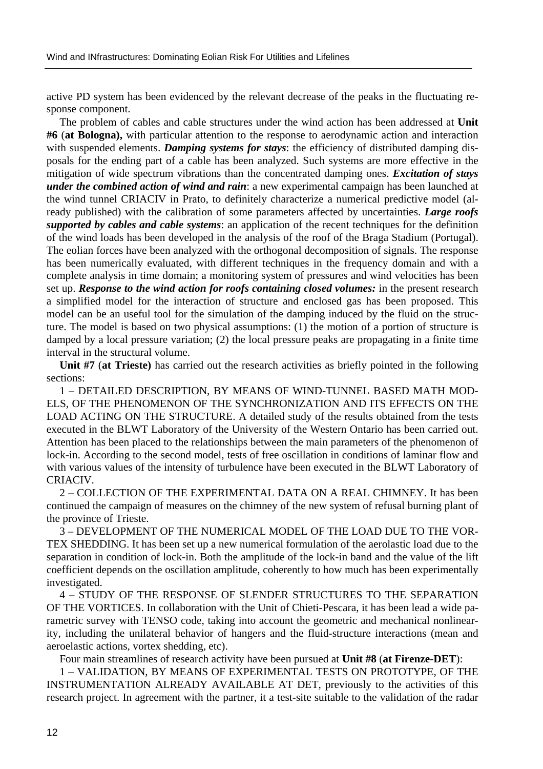active PD system has been evidenced by the relevant decrease of the peaks in the fluctuating response component.

The problem of cables and cable structures under the wind action has been addressed at **Unit #6** (**at Bologna),** with particular attention to the response to aerodynamic action and interaction with suspended elements. ***Damping systems for stays***: the efficiency of distributed damping disposals for the ending part of a cable has been analyzed. Such systems are more effective in the mitigation of wide spectrum vibrations than the concentrated damping ones. ***Excitation of stays under the combined action of wind and rain***: a new experimental campaign has been launched at the wind tunnel CRIACIV in Prato, to definitely characterize a numerical predictive model (already published) with the calibration of some parameters affected by uncertainties. ***Large roofs supported by cables and cable systems***: an application of the recent techniques for the definition of the wind loads has been developed in the analysis of the roof of the Braga Stadium (Portugal). The eolian forces have been analyzed with the orthogonal decomposition of signals. The response has been numerically evaluated, with different techniques in the frequency domain and with a complete analysis in time domain; a monitoring system of pressures and wind velocities has been set up. ***Response to the wind action for roofs containing closed volumes:*** in the present research a simplified model for the interaction of structure and enclosed gas has been proposed. This model can be an useful tool for the simulation of the damping induced by the fluid on the structure. The model is based on two physical assumptions: (1) the motion of a portion of structure is damped by a local pressure variation; (2) the local pressure peaks are propagating in a finite time interval in the structural volume.

**Unit #7** (**at Trieste)** has carried out the research activities as briefly pointed in the following sections:

1 – DETAILED DESCRIPTION, BY MEANS OF WIND-TUNNEL BASED MATH MODELS, OF THE PHENOMENON OF THE SYNCHRONIZATION AND ITS EFFECTS ON THE LOAD ACTING ON THE STRUCTURE. A detailed study of the results obtained from the tests executed in the BLWT Laboratory of the University of the Western Ontario has been carried out. Attention has been placed to the relationships between the main parameters of the phenomenon of lock-in. According to the second model, tests of free oscillation in conditions of laminar flow and with various values of the intensity of turbulence have been executed in the BLWT Laboratory of CRIACIV.

2 – COLLECTION OF THE EXPERIMENTAL DATA ON A REAL CHIMNEY. It has been continued the campaign of measures on the chimney of the new system of refusal burning plant of the province of Trieste.

3 – DEVELOPMENT OF THE NUMERICAL MODEL OF THE LOAD DUE TO THE VORTEX SHEDDING. It has been set up a new numerical formulation of the aerolastic load due to the separation in condition of lock-in. Both the amplitude of the lock-in band and the value of the lift coefficient depends on the oscillation amplitude, coherently to how much has been experimentally investigated.

4 – STUDY OF THE RESPONSE OF SLENDER STRUCTURES TO THE SEPARATION OF THE VORTICES. In collaboration with the Unit of Chieti-Pescara, it has been lead a wide parametric survey with TENSO code, taking into account the geometric and mechanical nonlinearity, including the unilateral behavior of hangers and the fluid-structure interactions (mean and aeroelastic actions, vortex shedding, etc).

Four main streamlines of research activity have been pursued at **Unit #8** (**at Firenze-DET**):

1 – VALIDATION, BY MEANS OF EXPERIMENTAL TESTS ON PROTOTYPE, OF THE INSTRUMENTATION ALREADY AVAILABLE AT DET, previously to the activities of this research project. In agreement with the partner, it a test-site suitable to the validation of the radar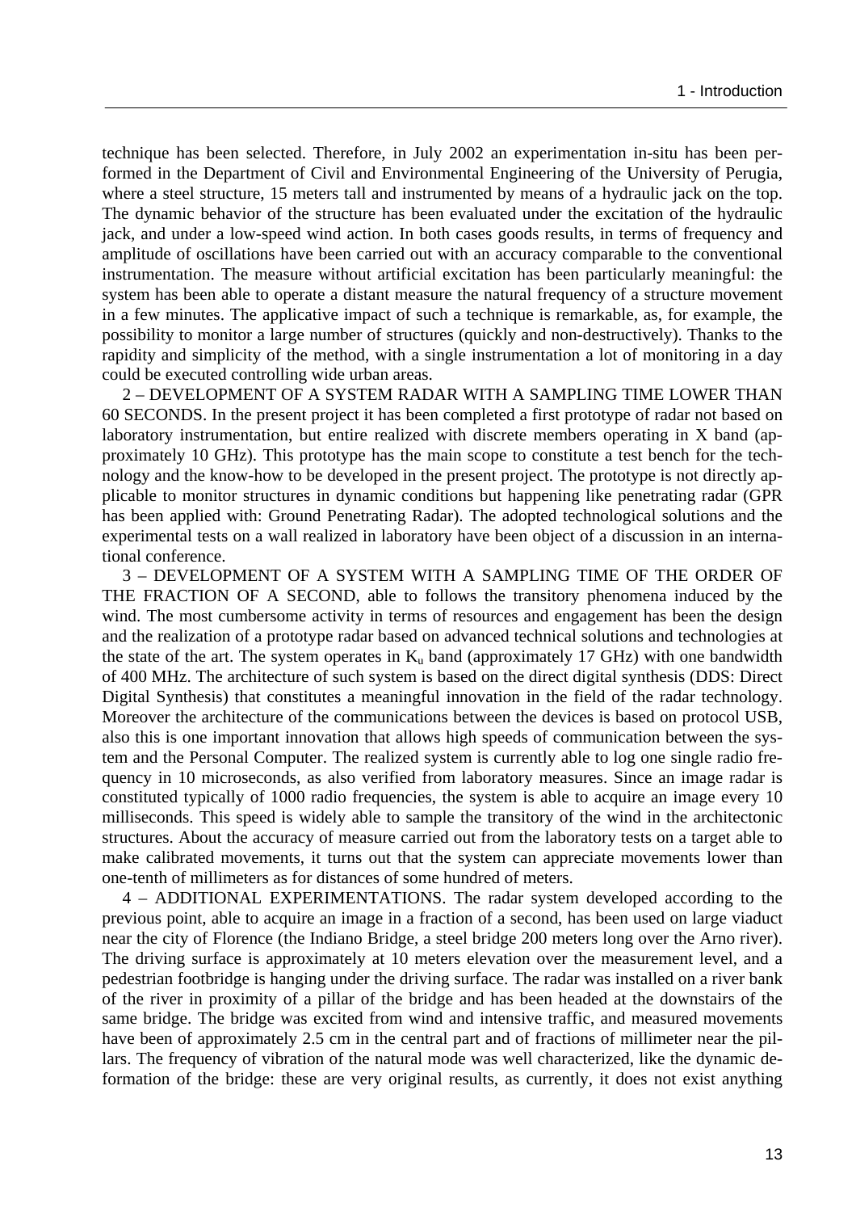technique has been selected. Therefore, in July 2002 an experimentation in-situ has been performed in the Department of Civil and Environmental Engineering of the University of Perugia, where a steel structure, 15 meters tall and instrumented by means of a hydraulic jack on the top. The dynamic behavior of the structure has been evaluated under the excitation of the hydraulic jack, and under a low-speed wind action. In both cases goods results, in terms of frequency and amplitude of oscillations have been carried out with an accuracy comparable to the conventional instrumentation. The measure without artificial excitation has been particularly meaningful: the system has been able to operate a distant measure the natural frequency of a structure movement in a few minutes. The applicative impact of such a technique is remarkable, as, for example, the possibility to monitor a large number of structures (quickly and non-destructively). Thanks to the rapidity and simplicity of the method, with a single instrumentation a lot of monitoring in a day could be executed controlling wide urban areas.

2 – DEVELOPMENT OF A SYSTEM RADAR WITH A SAMPLING TIME LOWER THAN 60 SECONDS. In the present project it has been completed a first prototype of radar not based on laboratory instrumentation, but entire realized with discrete members operating in X band (approximately 10 GHz). This prototype has the main scope to constitute a test bench for the technology and the know-how to be developed in the present project. The prototype is not directly applicable to monitor structures in dynamic conditions but happening like penetrating radar (GPR has been applied with: Ground Penetrating Radar). The adopted technological solutions and the experimental tests on a wall realized in laboratory have been object of a discussion in an international conference.

3 – DEVELOPMENT OF A SYSTEM WITH A SAMPLING TIME OF THE ORDER OF THE FRACTION OF A SECOND, able to follows the transitory phenomena induced by the wind. The most cumbersome activity in terms of resources and engagement has been the design and the realization of a prototype radar based on advanced technical solutions and technologies at the state of the art. The system operates in $K_u$ band (approximately 17 GHz) with one bandwidth of 400 MHz. The architecture of such system is based on the direct digital synthesis (DDS: Direct Digital Synthesis) that constitutes a meaningful innovation in the field of the radar technology. Moreover the architecture of the communications between the devices is based on protocol USB, also this is one important innovation that allows high speeds of communication between the system and the Personal Computer. The realized system is currently able to log one single radio frequency in 10 microseconds, as also verified from laboratory measures. Since an image radar is constituted typically of 1000 radio frequencies, the system is able to acquire an image every 10 milliseconds. This speed is widely able to sample the transitory of the wind in the architectonic structures. About the accuracy of measure carried out from the laboratory tests on a target able to make calibrated movements, it turns out that the system can appreciate movements lower than one-tenth of millimeters as for distances of some hundred of meters.

4 – ADDITIONAL EXPERIMENTATIONS. The radar system developed according to the previous point, able to acquire an image in a fraction of a second, has been used on large viaduct near the city of Florence (the Indiano Bridge, a steel bridge 200 meters long over the Arno river). The driving surface is approximately at 10 meters elevation over the measurement level, and a pedestrian footbridge is hanging under the driving surface. The radar was installed on a river bank of the river in proximity of a pillar of the bridge and has been headed at the downstairs of the same bridge. The bridge was excited from wind and intensive traffic, and measured movements have been of approximately 2.5 cm in the central part and of fractions of millimeter near the pillars. The frequency of vibration of the natural mode was well characterized, like the dynamic deformation of the bridge: these are very original results, as currently, it does not exist anything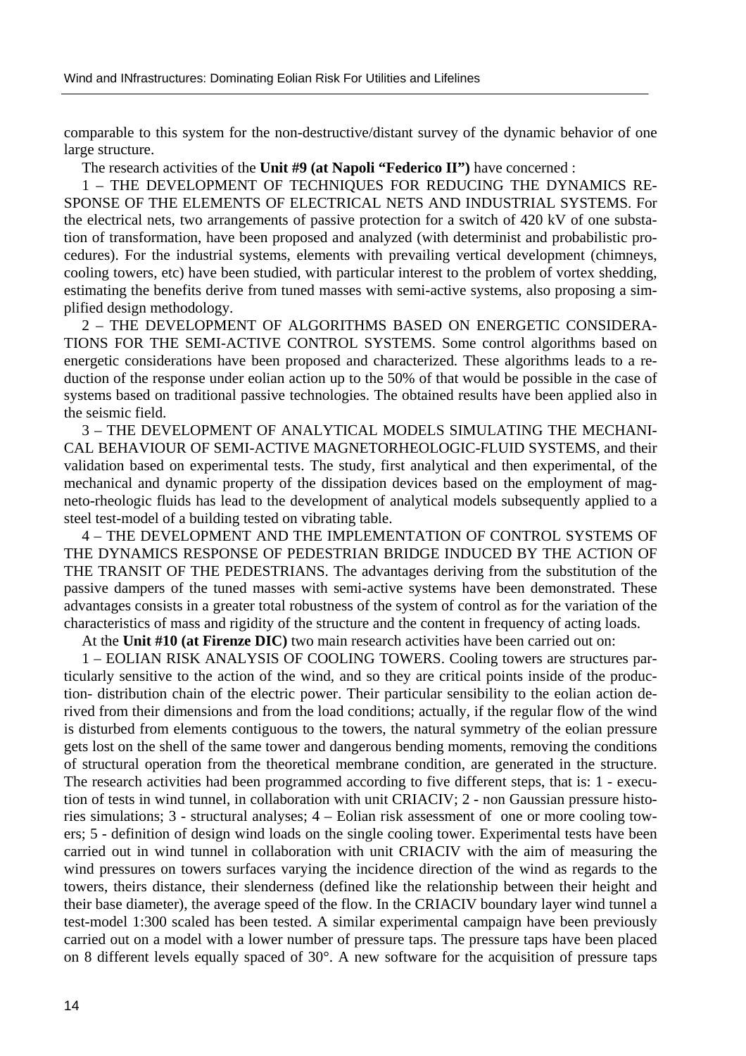comparable to this system for the non-destructive/distant survey of the dynamic behavior of one large structure.

The research activities of the **Unit #9 (at Napoli "Federico II")** have concerned :

1 – THE DEVELOPMENT OF TECHNIQUES FOR REDUCING THE DYNAMICS RESPONSE OF THE ELEMENTS OF ELECTRICAL NETS AND INDUSTRIAL SYSTEMS. For the electrical nets, two arrangements of passive protection for a switch of 420 kV of one substation of transformation, have been proposed and analyzed (with determinist and probabilistic procedures). For the industrial systems, elements with prevailing vertical development (chimneys, cooling towers, etc) have been studied, with particular interest to the problem of vortex shedding, estimating the benefits derive from tuned masses with semi-active systems, also proposing a simplified design methodology.

2 – THE DEVELOPMENT OF ALGORITHMS BASED ON ENERGETIC CONSIDERATIONS FOR THE SEMI-ACTIVE CONTROL SYSTEMS. Some control algorithms based on energetic considerations have been proposed and characterized. These algorithms leads to a reduction of the response under eolian action up to the 50% of that would be possible in the case of systems based on traditional passive technologies. The obtained results have been applied also in the seismic field.

3 – THE DEVELOPMENT OF ANALYTICAL MODELS SIMULATING THE MECHANICAL BEHAVIOUR OF SEMI-ACTIVE MAGNETORHEOLOGIC-FLUID SYSTEMS, and their validation based on experimental tests. The study, first analytical and then experimental, of the mechanical and dynamic property of the dissipation devices based on the employment of magneto-rheologic fluids has lead to the development of analytical models subsequently applied to a steel test-model of a building tested on vibrating table.

4 – THE DEVELOPMENT AND THE IMPLEMENTATION OF CONTROL SYSTEMS OF THE DYNAMICS RESPONSE OF PEDESTRIAN BRIDGE INDUCED BY THE ACTION OF THE TRANSIT OF THE PEDESTRIANS. The advantages deriving from the substitution of the passive dampers of the tuned masses with semi-active systems have been demonstrated. These advantages consists in a greater total robustness of the system of control as for the variation of the characteristics of mass and rigidity of the structure and the content in frequency of acting loads.

At the **Unit #10 (at Firenze DIC)** two main research activities have been carried out on:

1 – EOLIAN RISK ANALYSIS OF COOLING TOWERS. Cooling towers are structures particularly sensitive to the action of the wind, and so they are critical points inside of the production- distribution chain of the electric power. Their particular sensibility to the eolian action derived from their dimensions and from the load conditions; actually, if the regular flow of the wind is disturbed from elements contiguous to the towers, the natural symmetry of the eolian pressure gets lost on the shell of the same tower and dangerous bending moments, removing the conditions of structural operation from the theoretical membrane condition, are generated in the structure. The research activities had been programmed according to five different steps, that is: 1 - execution of tests in wind tunnel, in collaboration with unit CRIACIV; 2 - non Gaussian pressure histories simulations; 3 - structural analyses; 4 – Eolian risk assessment of one or more cooling towers; 5 - definition of design wind loads on the single cooling tower. Experimental tests have been carried out in wind tunnel in collaboration with unit CRIACIV with the aim of measuring the wind pressures on towers surfaces varying the incidence direction of the wind as regards to the towers, theirs distance, their slenderness (defined like the relationship between their height and their base diameter), the average speed of the flow. In the CRIACIV boundary layer wind tunnel a test-model 1:300 scaled has been tested. A similar experimental campaign have been previously carried out on a model with a lower number of pressure taps. The pressure taps have been placed on 8 different levels equally spaced of 30°. A new software for the acquisition of pressure taps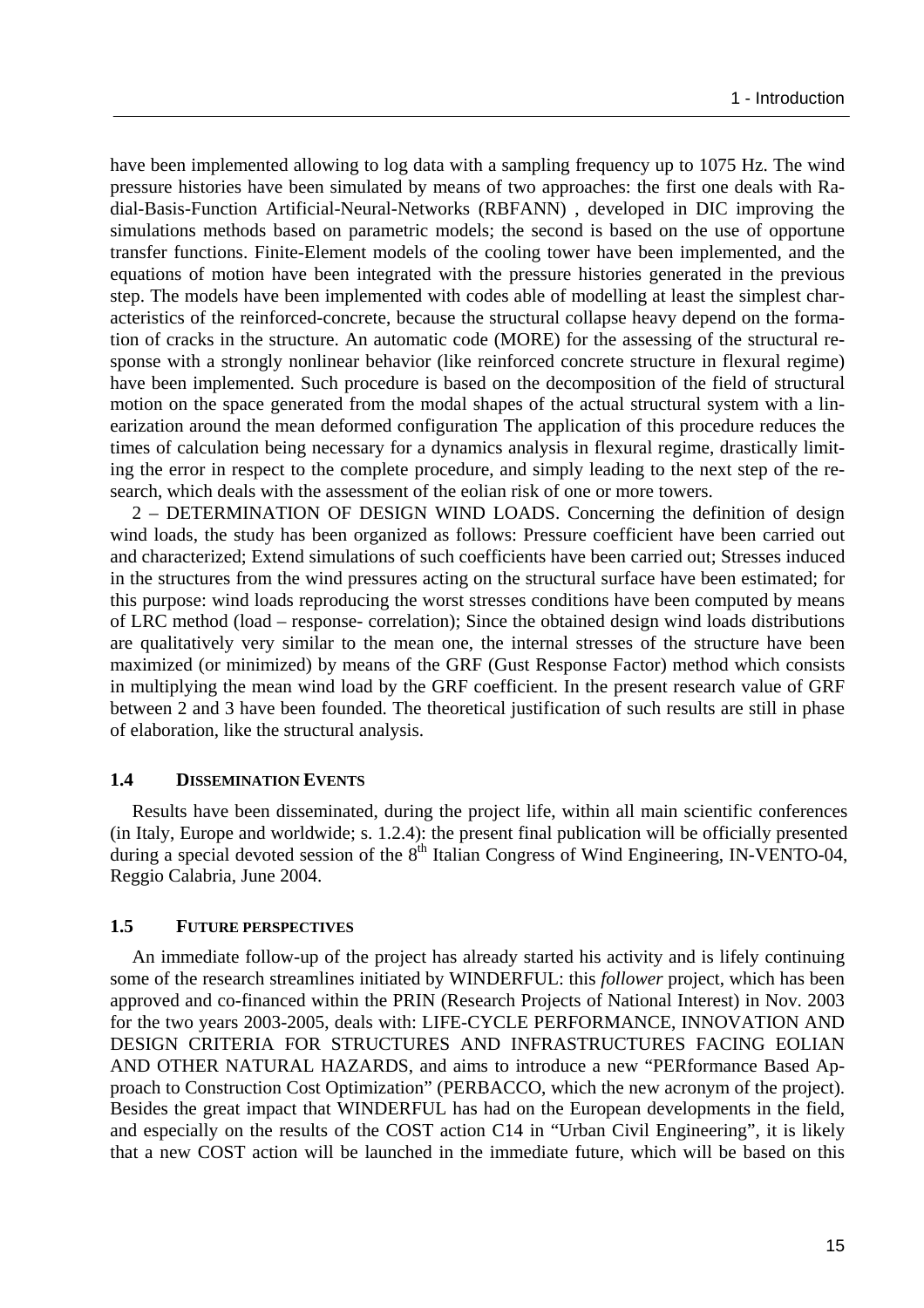have been implemented allowing to log data with a sampling frequency up to 1075 Hz. The wind pressure histories have been simulated by means of two approaches: the first one deals with Radial-Basis-Function Artificial-Neural-Networks (RBFANN) , developed in DIC improving the simulations methods based on parametric models; the second is based on the use of opportune transfer functions. Finite-Element models of the cooling tower have been implemented, and the equations of motion have been integrated with the pressure histories generated in the previous step. The models have been implemented with codes able of modelling at least the simplest characteristics of the reinforced-concrete, because the structural collapse heavy depend on the formation of cracks in the structure. An automatic code (MORE) for the assessing of the structural response with a strongly nonlinear behavior (like reinforced concrete structure in flexural regime) have been implemented. Such procedure is based on the decomposition of the field of structural motion on the space generated from the modal shapes of the actual structural system with a linearization around the mean deformed configuration The application of this procedure reduces the times of calculation being necessary for a dynamics analysis in flexural regime, drastically limiting the error in respect to the complete procedure, and simply leading to the next step of the research, which deals with the assessment of the eolian risk of one or more towers.

2 – DETERMINATION OF DESIGN WIND LOADS. Concerning the definition of design wind loads, the study has been organized as follows: Pressure coefficient have been carried out and characterized; Extend simulations of such coefficients have been carried out; Stresses induced in the structures from the wind pressures acting on the structural surface have been estimated; for this purpose: wind loads reproducing the worst stresses conditions have been computed by means of LRC method (load – response- correlation); Since the obtained design wind loads distributions are qualitatively very similar to the mean one, the internal stresses of the structure have been maximized (or minimized) by means of the GRF (Gust Response Factor) method which consists in multiplying the mean wind load by the GRF coefficient. In the present research value of GRF between 2 and 3 have been founded. The theoretical justification of such results are still in phase of elaboration, like the structural analysis.

### 1.4 DISSEMINATION EVENTS

Results have been disseminated, during the project life, within all main scientific conferences (in Italy, Europe and worldwide; s. 1.2.4): the present final publication will be officially presented during a special devoted session of the 8th Italian Congress of Wind Engineering, IN-VENTO-04, Reggio Calabria, June 2004.

### 1.5 FUTURE PERSPECTIVES

An immediate follow-up of the project has already started his activity and is lifely continuing some of the research streamlines initiated by WINDERFUL: this *follower* project, which has been approved and co-financed within the PRIN (Research Projects of National Interest) in Nov. 2003 for the two years 2003-2005, deals with: LIFE-CYCLE PERFORMANCE, INNOVATION AND DESIGN CRITERIA FOR STRUCTURES AND INFRASTRUCTURES FACING EOLIAN AND OTHER NATURAL HAZARDS, and aims to introduce a new "PERformance Based Approach to Construction Cost Optimization" (PERBACCO, which the new acronym of the project). Besides the great impact that WINDERFUL has had on the European developments in the field, and especially on the results of the COST action C14 in "Urban Civil Engineering", it is likely that a new COST action will be launched in the immediate future, which will be based on this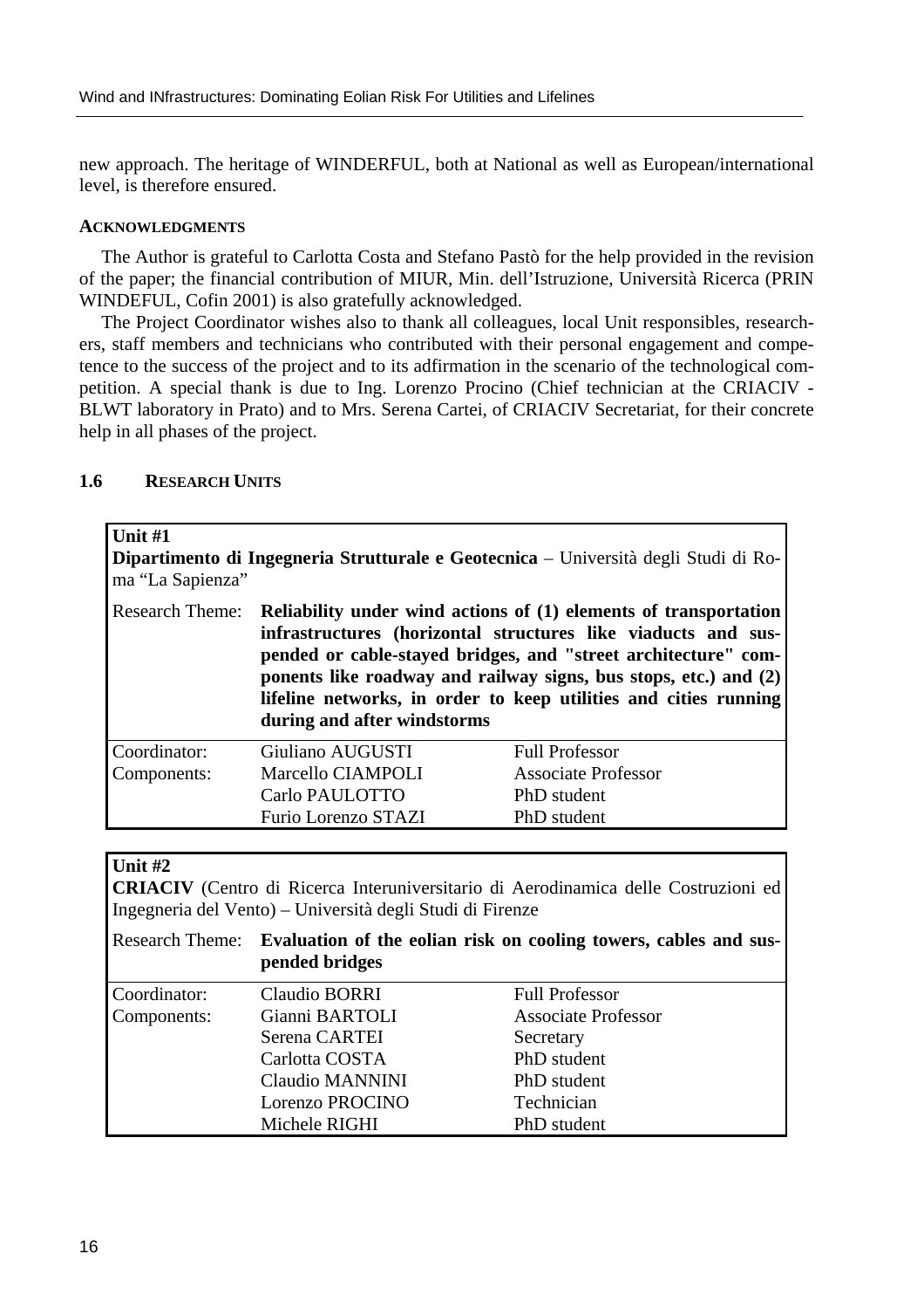new approach. The heritage of WINDERFUL, both at National as well as European/international level, is therefore ensured.

#### ACKNOWLEDGMENTS

The Author is grateful to Carlotta Costa and Stefano Pastò for the help provided in the revision of the paper; the financial contribution of MIUR, Min. dell'Istruzione, Università Ricerca (PRIN WINDEFUL, Cofin 2001) is also gratefully acknowledged.

The Project Coordinator wishes also to thank all colleagues, local Unit responsibles, researchers, staff members and technicians who contributed with their personal engagement and competence to the success of the project and to its adfirmation in the scenario of the technological competition. A special thank is due to Ing. Lorenzo Procino (Chief technician at the CRIACIV - BLWT laboratory in Prato) and to Mrs. Serena Cartei, of CRIACIV Secretariat, for their concrete help in all phases of the project.

### 1.6 RESEARCH UNITS

| **Unit #1**<br>**Dipartimento di Ingegneria Strutturale e Geotecnica** – Università degli Studi di Roma "La Sapienza" | | |
|---|---|---|
| Research Theme: | **Reliability under wind actions of (1) elements of transportation infrastructures (horizontal structures like viaducts and suspended or cable-stayed bridges, and "street architecture" components like roadway and railway signs, bus stops, etc.) and (2) lifeline networks, in order to keep utilities and cities running during and after windstorms** | |
| Coordinator: | Giuliano AUGUSTI | Full Professor |
| Components: | Marcello CIAMPOLI | Associate Professor |
| | Carlo PAULOTTO | PhD student |
| | Furio Lorenzo STAZI | PhD student |

| **Unit #2**<br>**CRIACIV** (Centro di Ricerca Interuniversitario di Aerodinamica delle Costruzioni ed Ingegneria del Vento) – Università degli Studi di Firenze | | |
|---|---|---|
| Research Theme: | **Evaluation of the eolian risk on cooling towers, cables and suspended bridges** | |
| Coordinator: | Claudio BORRI | Full Professor |
| Components: | Gianni BARTOLI | Associate Professor |
| | Serena CARTEI | Secretary |
| | Carlotta COSTA | PhD student |
| | Claudio MANNINI | PhD student |
| | Lorenzo PROCINO | Technician |
| | Michele RIGHI | PhD student |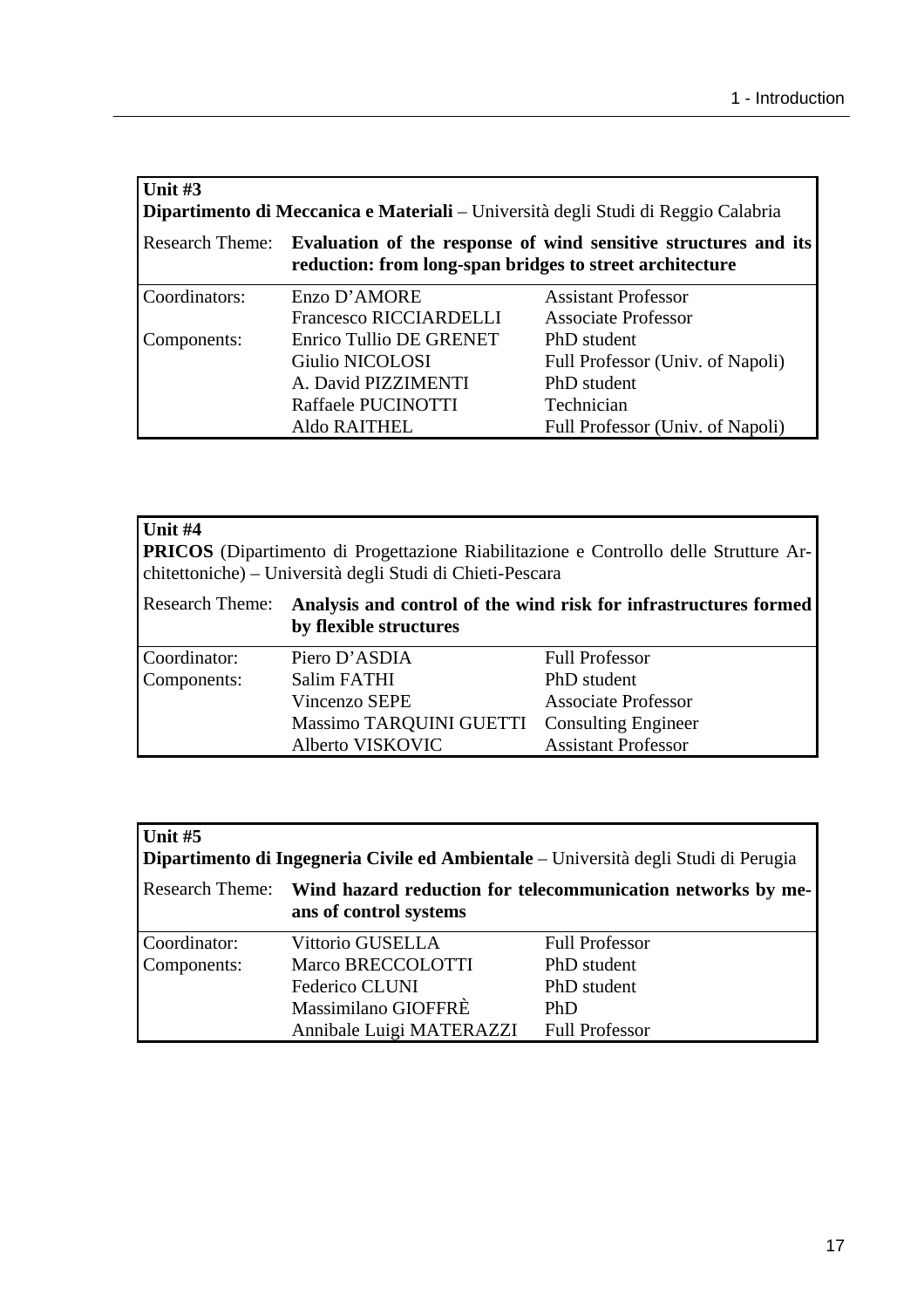| **Unit #3** | | |
|---|---|---|
| **Dipartimento di Meccanica e Materiali** – Università degli Studi di Reggio Calabria | | |
| Research Theme: | **Evaluation of the response of wind sensitive structures and its reduction: from long-span bridges to street architecture** | |
| Coordinators: | Enzo D'AMORE | Assistant Professor |
| | Francesco RICCIARDELLI | Associate Professor |
| Components: | Enrico Tullio DE GRENET | PhD student |
| | Giulio NICOLOSI | Full Professor (Univ. of Napoli) |
| | A. David PIZZIMENTI | PhD student |
| | Raffaele PUCINOTTI | Technician |
| | Aldo RAITHEL | Full Professor (Univ. of Napoli) |

| **Unit #4** | | |
|---|---|---|
| **PRICOS** (Dipartimento di Progettazione Riabilitazione e Controllo delle Strutture Architettoniche) – Università degli Studi di Chieti-Pescara | | |
| Research Theme: | **Analysis and control of the wind risk for infrastructures formed by flexible structures** | |
| Coordinator: | Piero D'ASDIA | Full Professor |
| Components: | Salim FATHI | PhD student |
| | Vincenzo SEPE | Associate Professor |
| | Massimo TARQUINI GUETTI | Consulting Engineer |
| | Alberto VISKOVIC | Assistant Professor |

| **Unit #5** | | |
|---|---|---|
| **Dipartimento di Ingegneria Civile ed Ambientale** – Università degli Studi di Perugia | | |
| Research Theme: | **Wind hazard reduction for telecommunication networks by means of control systems** | |
| Coordinator: | Vittorio GUSELLA | Full Professor |
| Components: | Marco BRECCOLOTTI | PhD student |
| | Federico CLUNI | PhD student |
| | Massimilano GIOFFRÈ | PhD |
| | Annibale Luigi MATERAZZI | Full Professor |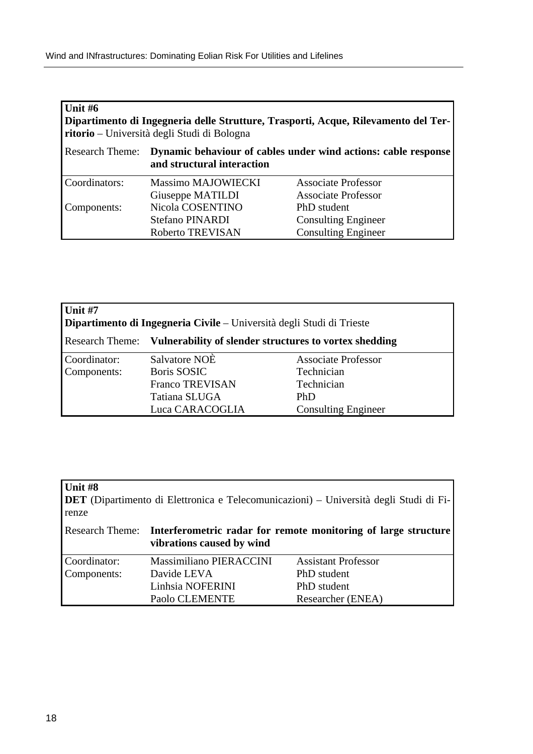| **Unit #6** | | |
|---|---|---|
| **Dipartimento di Ingegneria delle Strutture, Trasporti, Acque, Rilevamento del Territorio** – Università degli Studi di Bologna | | |
| Research Theme: | **Dynamic behaviour of cables under wind actions: cable response and structural interaction** | |
| Coordinators: | Massimo MAJOWIECKI | Associate Professor |
| | Giuseppe MATILDI | Associate Professor |
| Components: | Nicola COSENTINO | PhD student |
| | Stefano PINARDI | Consulting Engineer |
| | Roberto TREVISAN | Consulting Engineer |

| **Unit #7** | | |
|---|---|---|
| **Dipartimento di Ingegneria Civile** – Università degli Studi di Trieste | | |
| Research Theme: | **Vulnerability of slender structures to vortex shedding** | |
| Coordinator: | Salvatore NOÈ | Associate Professor |
| Components: | Boris SOSIC | Technician |
| | Franco TREVISAN | Technician |
| | Tatiana SLUGA | PhD |
| | Luca CARACOGLIA | Consulting Engineer |

| **Unit #8** | | |
|---|---|---|
| **DET** (Dipartimento di Elettronica e Telecomunicazioni) – Università degli Studi di Firenze | | |
| Research Theme: | **Interferometric radar for remote monitoring of large structure vibrations caused by wind** | |
| Coordinator: | Massimiliano PIERACCINI | Assistant Professor |
| Components: | Davide LEVA | PhD student |
| | Linhsia NOFERINI | PhD student |
| | Paolo CLEMENTE | Researcher (ENEA) |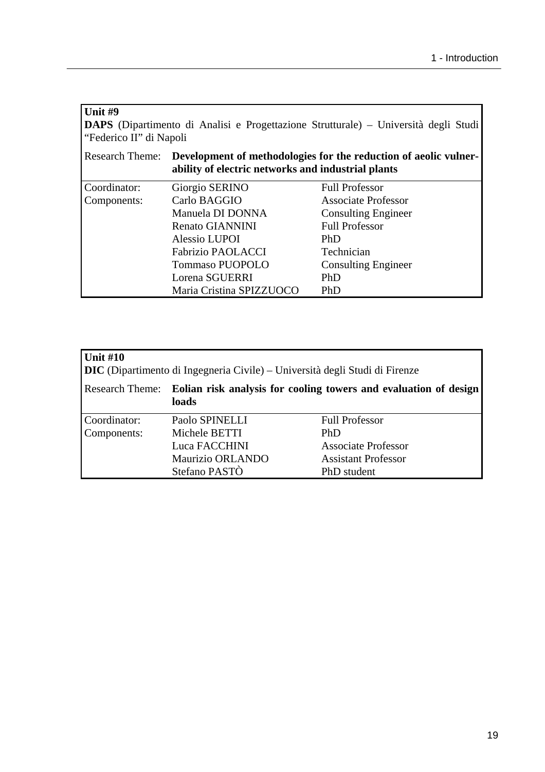| | | |
|---|---|---|
| **Unit #9** | | |
| **DAPS** (Dipartimento di Analisi e Progettazione Strutturale) – Università degli Studi “Federico II” di Napoli | | |
| Research Theme: | **Development of methodologies for the reduction of aeolic vulnerability of electric networks and industrial plants** | |
| Coordinator: | Giorgio SERINO | Full Professor |
| Components: | Carlo BAGGIO | Associate Professor |
| | Manuela DI DONNA | Consulting Engineer |
| | Renato GIANNINI | Full Professor |
| | Alessio LUPOI | PhD |
| | Fabrizio PAOLACCI | Technician |
| | Tommaso PUOPOLO | Consulting Engineer |
| | Lorena SGUERRI | PhD |
| | Maria Cristina SPIZZUOCO | PhD |

| | | |
|---|---|---|
| **Unit #10** | | |
| **DIC** (Dipartimento di Ingegneria Civile) – Università degli Studi di Firenze | | |
| Research Theme: | **Eolian risk analysis for cooling towers and evaluation of design loads** | |
| Coordinator: | Paolo SPINELLI | Full Professor |
| Components: | Michele BETTI | PhD |
| | Luca FACCHINI | Associate Professor |
| | Maurizio ORLANDO | Assistant Professor |
| | Stefano PASTÒ | PhD student |